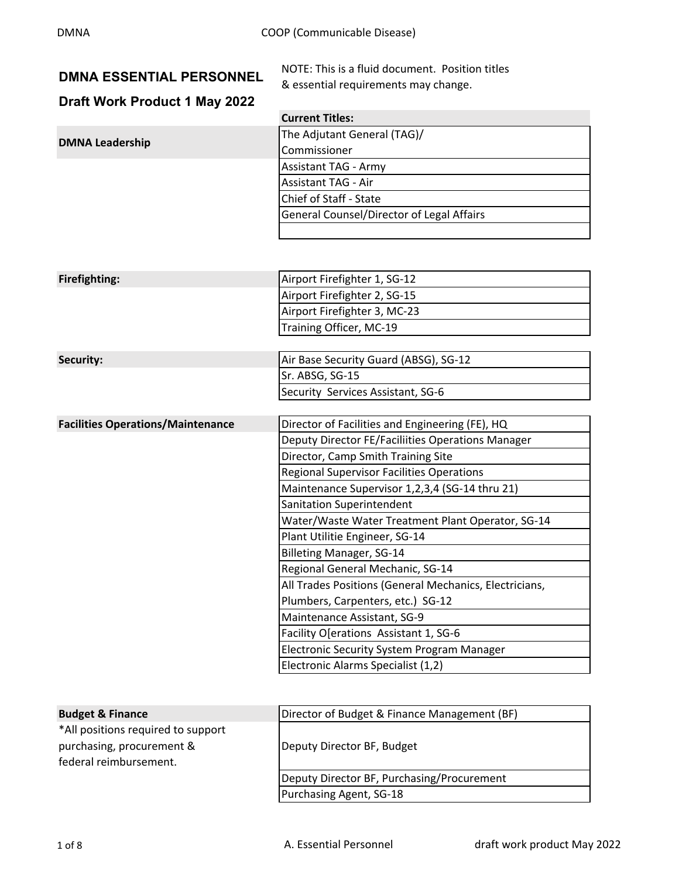**DMNA ESSENTIAL PERSONNEL**

**Draft Work Product 1 May 2022**

NOTE: This is a fluid document. Position titles & essential requirements may change.

| | Current Titles: |
|---|---|
| **DMNA Leadership** | The Adjutant General (TAG)/ Commissioner |
| | Assistant TAG - Army |
| | Assistant TAG - Air |
| | Chief of Staff - State |
| | General Counsel/Director of Legal Affairs |
| | |

| | |
|---|---|
| **Firefighting:** | Airport Firefighter 1, SG-12 |
| | Airport Firefighter 2, SG-15 |
| | Airport Firefighter 3, MC-23 |
| | Training Officer, MC-19 |

| | |
|---|---|
| **Security:** | Air Base Security Guard (ABSG), SG-12 |
| | Sr. ABSG, SG-15 |
| | Security Services Assistant, SG-6 |

| | |
|---|---|
| **Facilities Operations/Maintenance** | Director of Facilities and Engineering (FE), HQ |
| | Deputy Director FE/Faciliities Operations Manager |
| | Director, Camp Smith Training Site |
| | Regional Supervisor Facilities Operations |
| | Maintenance Supervisor 1,2,3,4 (SG-14 thru 21) |
| | Sanitation Superintendent |
| | Water/Waste Water Treatment Plant Operator, SG-14 |
| | Plant Utilitie Engineer, SG-14 |
| | Billeting Manager, SG-14 |
| | Regional General Mechanic, SG-14 |
| | All Trades Positions (General Mechanics, Electricians, Plumbers, Carpenters, etc.) SG-12 |
| | Maintenance Assistant, SG-9 |
| | Facility O[erations Assistant 1, SG-6 |
| | Electronic Security System Program Manager |
| | Electronic Alarms Specialist (1,2) |

| | |
|---|---|
| **Budget & Finance** | Director of Budget & Finance Management (BF) |
| *All positions required to support purchasing, procurement & federal reimbursement. | Deputy Director BF, Budget |
| | Deputy Director BF, Purchasing/Procurement |
| | Purchasing Agent, SG-18 |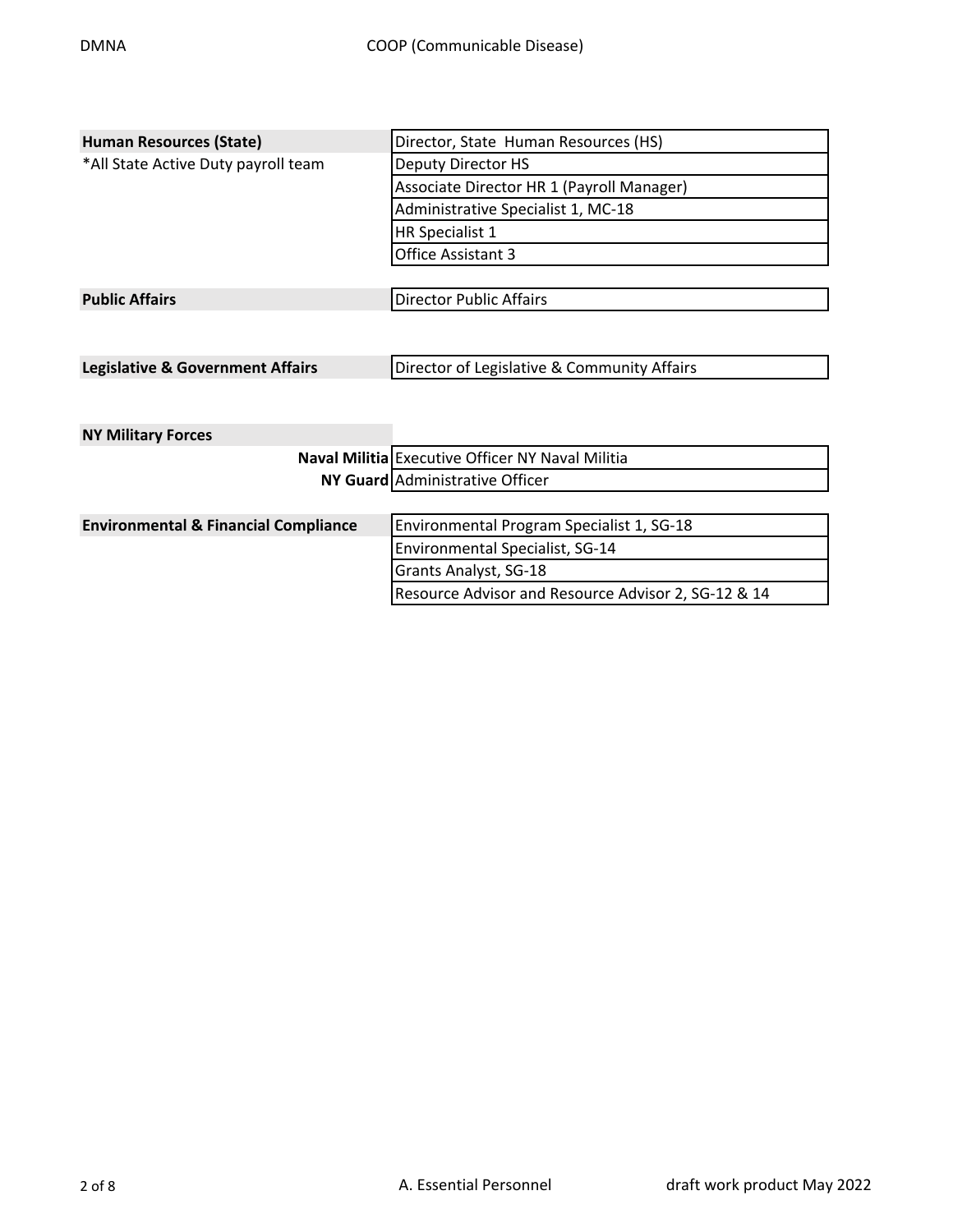| Section | Essential Personnel |
|---|---|
| **Human Resources (State)** | Director, State Human Resources (HS) |
| *All State Active Duty payroll team | Deputy Director HS |
| | Associate Director HR 1 (Payroll Manager) |
| | Administrative Specialist 1, MC-18 |
| | HR Specialist 1 |
| | Office Assistant 3 |
| **Public Affairs** | Director Public Affairs |
| **Legislative & Government Affairs** | Director of Legislative & Community Affairs |
| **NY Military Forces** | |
| **Naval Militia** | Executive Officer NY Naval Militia |
| **NY Guard** | Administrative Officer |
| **Environmental & Financial Compliance** | Environmental Program Specialist 1, SG-18 |
| | Environmental Specialist, SG-14 |
| | Grants Analyst, SG-18 |
| | Resource Advisor and Resource Advisor 2, SG-12 & 14 |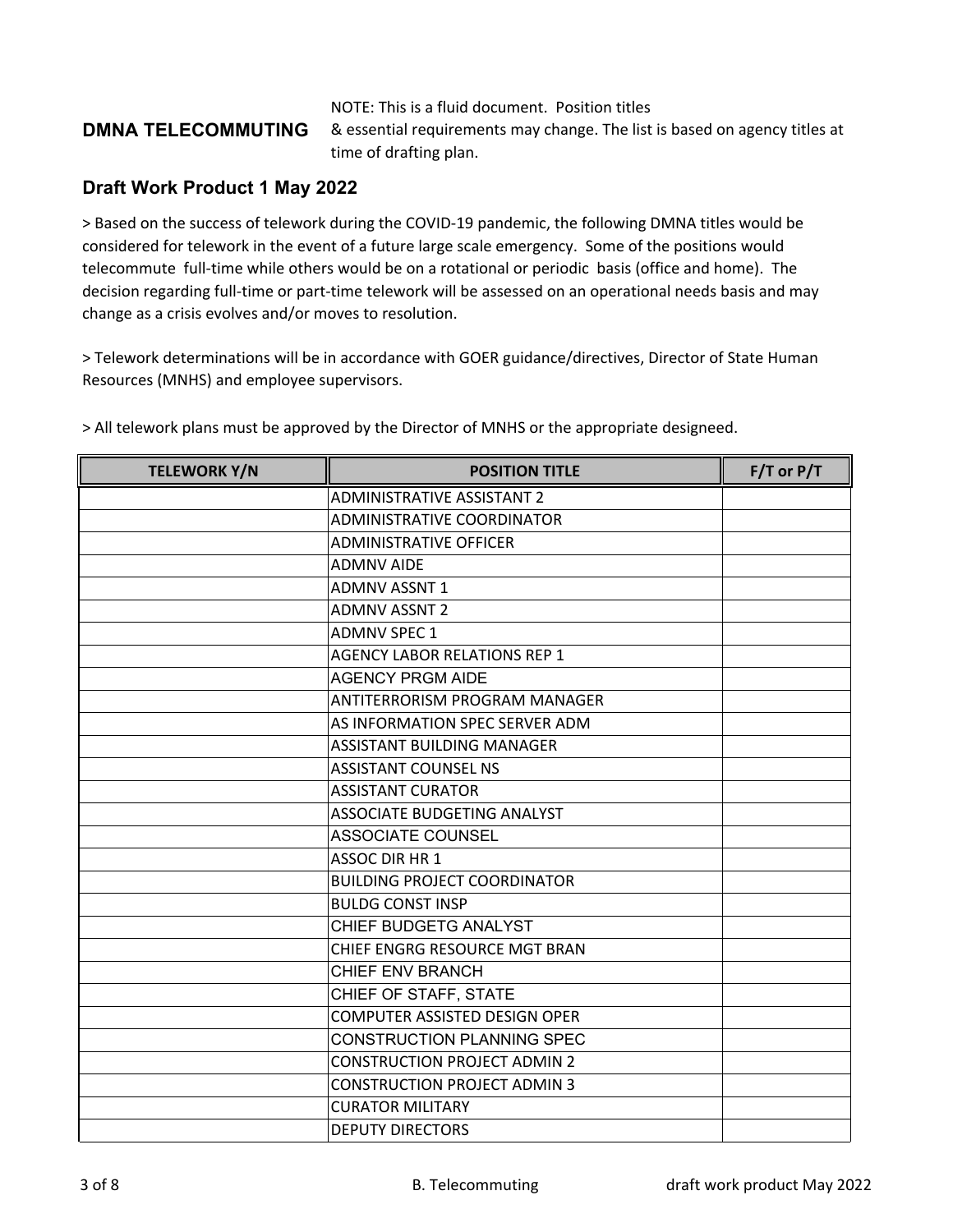## DMNA TELECOMMUTING

NOTE: This is a fluid document. Position titles & essential requirements may change. The list is based on agency titles at time of drafting plan.

### Draft Work Product 1 May 2022

> Based on the success of telework during the COVID-19 pandemic, the following DMNA titles would be considered for telework in the event of a future large scale emergency. Some of the positions would telecommute full-time while others would be on a rotational or periodic basis (office and home). The decision regarding full-time or part-time telework will be assessed on an operational needs basis and may change as a crisis evolves and/or moves to resolution.

> Telework determinations will be in accordance with GOER guidance/directives, Director of State Human Resources (MNHS) and employee supervisors.

> All telework plans must be approved by the Director of MNHS or the appropriate designeed.

| TELEWORK Y/N | POSITION TITLE | F/T or P/T |
|---|---|---|
| | ADMINISTRATIVE ASSISTANT 2 | |
| | ADMINISTRATIVE COORDINATOR | |
| | ADMINISTRATIVE OFFICER | |
| | ADMNV AIDE | |
| | ADMNV ASSNT 1 | |
| | ADMNV ASSNT 2 | |
| | ADMNV SPEC 1 | |
| | AGENCY LABOR RELATIONS REP 1 | |
| | AGENCY PRGM AIDE | |
| | ANTITERRORISM PROGRAM MANAGER | |
| | AS INFORMATION SPEC SERVER ADM | |
| | ASSISTANT BUILDING MANAGER | |
| | ASSISTANT COUNSEL NS | |
| | ASSISTANT CURATOR | |
| | ASSOCIATE BUDGETING ANALYST | |
| | ASSOCIATE COUNSEL | |
| | ASSOC DIR HR 1 | |
| | BUILDING PROJECT COORDINATOR | |
| | BULDG CONST INSP | |
| | CHIEF BUDGETG ANALYST | |
| | CHIEF ENGRG RESOURCE MGT BRAN | |
| | CHIEF ENV BRANCH | |
| | CHIEF OF STAFF, STATE | |
| | COMPUTER ASSISTED DESIGN OPER | |
| | CONSTRUCTION PLANNING SPEC | |
| | CONSTRUCTION PROJECT ADMIN 2 | |
| | CONSTRUCTION PROJECT ADMIN 3 | |
| | CURATOR MILITARY | |
| | DEPUTY DIRECTORS | |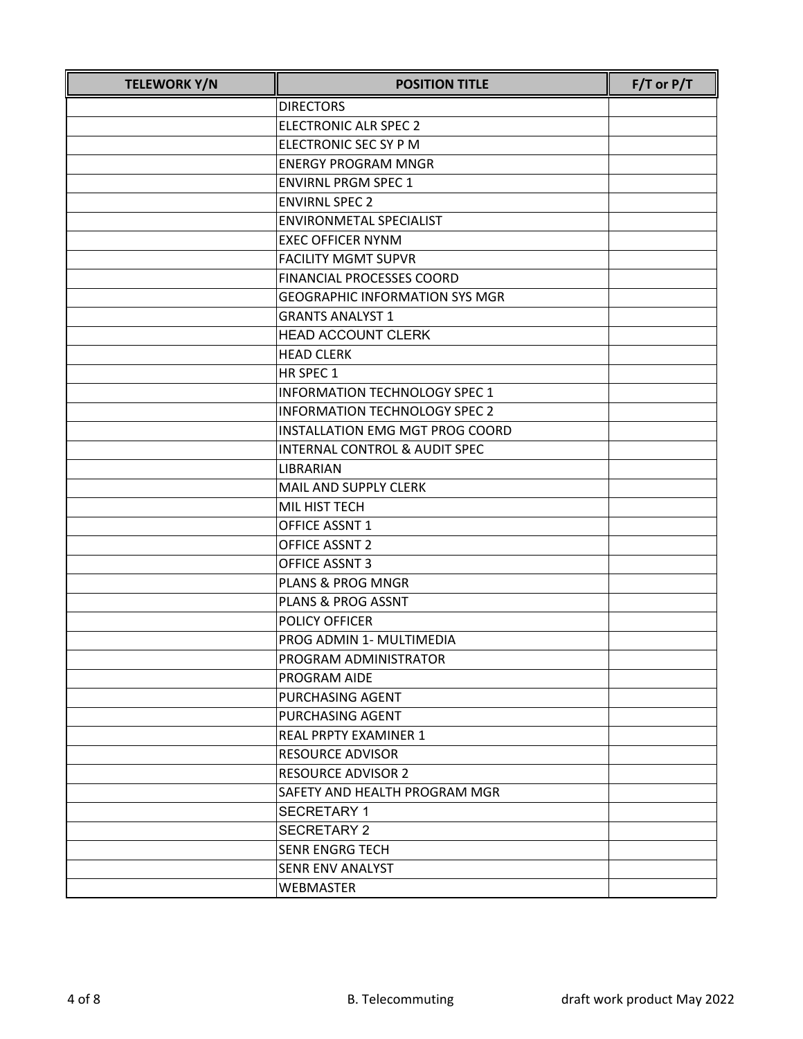| TELEWORK Y/N | POSITION TITLE | F/T or P/T |
| --- | --- | --- |
| | DIRECTORS | |
| | ELECTRONIC ALR SPEC 2 | |
| | ELECTRONIC SEC SY P M | |
| | ENERGY PROGRAM MNGR | |
| | ENVIRNL PRGM SPEC 1 | |
| | ENVIRNL SPEC 2 | |
| | ENVIRONMETAL SPECIALIST | |
| | EXEC OFFICER NYNM | |
| | FACILITY MGMT SUPVR | |
| | FINANCIAL PROCESSES COORD | |
| | GEOGRAPHIC INFORMATION SYS MGR | |
| | GRANTS ANALYST 1 | |
| | HEAD ACCOUNT CLERK | |
| | HEAD CLERK | |
| | HR SPEC 1 | |
| | INFORMATION TECHNOLOGY SPEC 1 | |
| | INFORMATION TECHNOLOGY SPEC 2 | |
| | INSTALLATION EMG MGT PROG COORD | |
| | INTERNAL CONTROL & AUDIT SPEC | |
| | LIBRARIAN | |
| | MAIL AND SUPPLY CLERK | |
| | MIL HIST TECH | |
| | OFFICE ASSNT 1 | |
| | OFFICE ASSNT 2 | |
| | OFFICE ASSNT 3 | |
| | PLANS & PROG MNGR | |
| | PLANS & PROG ASSNT | |
| | POLICY OFFICER | |
| | PROG ADMIN 1- MULTIMEDIA | |
| | PROGRAM ADMINISTRATOR | |
| | PROGRAM AIDE | |
| | PURCHASING AGENT | |
| | PURCHASING AGENT | |
| | REAL PRPTY EXAMINER 1 | |
| | RESOURCE ADVISOR | |
| | RESOURCE ADVISOR 2 | |
| | SAFETY AND HEALTH PROGRAM MGR | |
| | SECRETARY 1 | |
| | SECRETARY 2 | |
| | SENR ENGRG TECH | |
| | SENR ENV ANALYST | |
| | WEBMASTER | |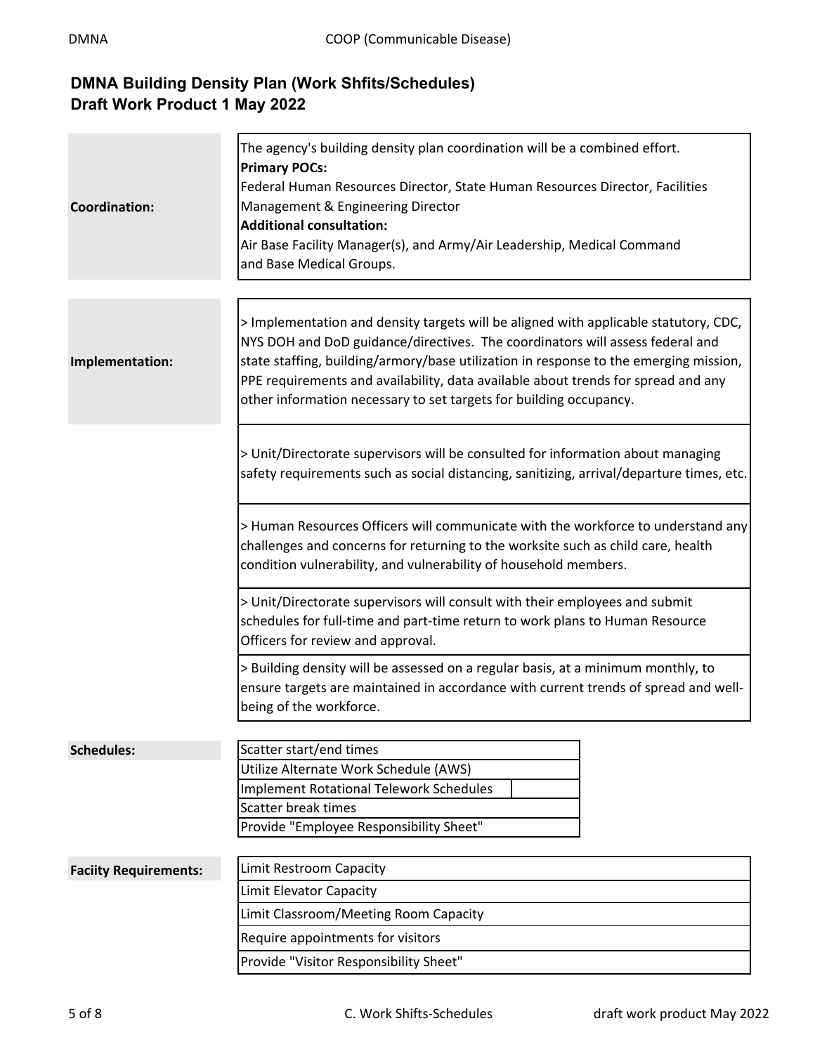## DMNA Building Density Plan (Work Shfits/Schedules)
## Draft Work Product 1 May 2022

| | |
|---|---|
| **Coordination:** | The agency's building density plan coordination will be a combined effort.<br>**Primary POCs:**<br>Federal Human Resources Director, State Human Resources Director, Facilities Management & Engineering Director<br>**Additional consultation:**<br>Air Base Facility Manager(s), and Army/Air Leadership, Medical Command and Base Medical Groups. |

| | |
|---|---|
| **Implementation:** | > Implementation and density targets will be aligned with applicable statutory, CDC, NYS DOH and DoD guidance/directives. The coordinators will assess federal and state staffing, building/armory/base utilization in response to the emerging mission, PPE requirements and availability, data available about trends for spread and any other information necessary to set targets for building occupancy. |
| | > Unit/Directorate supervisors will be consulted for information about managing safety requirements such as social distancing, sanitizing, arrival/departure times, etc. |
| | > Human Resources Officers will communicate with the workforce to understand any challenges and concerns for returning to the worksite such as child care, health condition vulnerability, and vulnerability of household members. |
| | > Unit/Directorate supervisors will consult with their employees and submit schedules for full-time and part-time return to work plans to Human Resource Officers for review and approval. |
| | > Building density will be assessed on a regular basis, at a minimum monthly, to ensure targets are maintained in accordance with current trends of spread and well-being of the workforce. |

| | |
|---|---|
| **Schedules:** | Scatter start/end times |
| | Utilize Alternate Work Schedule (AWS) |
| | Implement Rotational Telework Schedules |
| | Scatter break times |
| | Provide "Employee Responsibility Sheet" |

| | |
|---|---|
| **Faciity Requirements:** | Limit Restroom Capacity |
| | Limit Elevator Capacity |
| | Limit Classroom/Meeting Room Capacity |
| | Require appointments for visitors |
| | Provide "Visitor Responsibility Sheet" |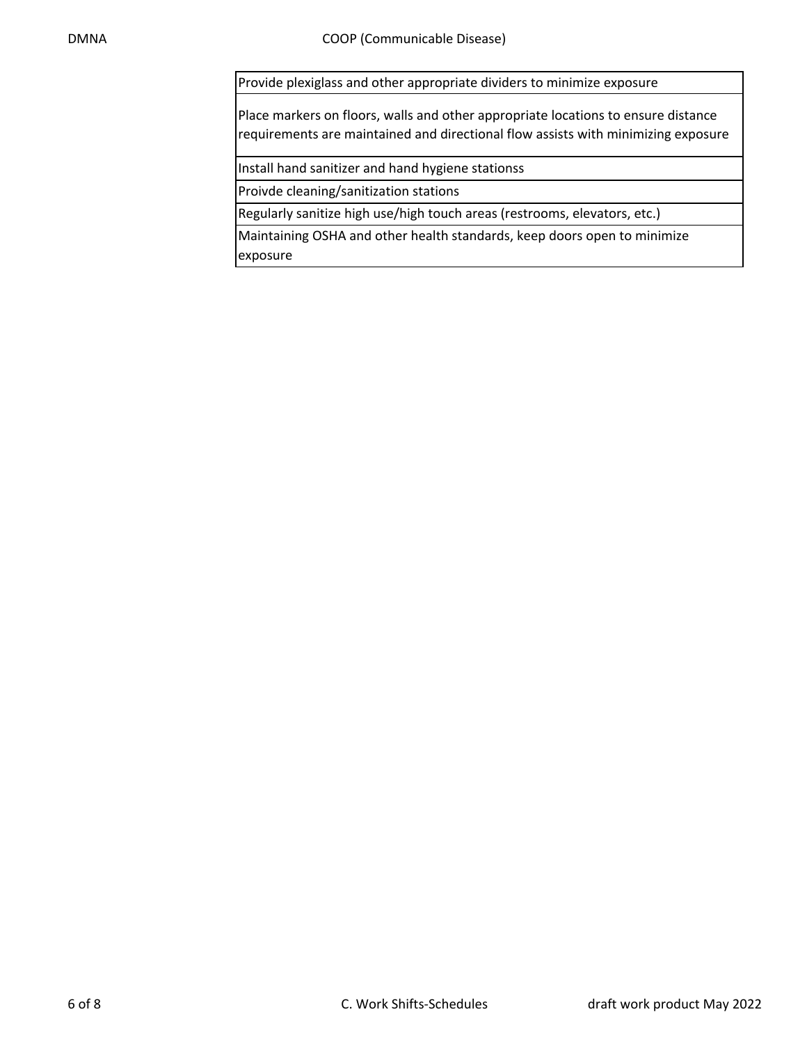| |
|---|
| Provide plexiglass and other appropriate dividers to minimize exposure |
| Place markers on floors, walls and other appropriate locations to ensure distance requirements are maintained and directional flow assists with minimizing exposure |
| Install hand sanitizer and hand hygiene stationss |
| Proivde cleaning/sanitization stations |
| Regularly sanitize high use/high touch areas (restrooms, elevators, etc.) |
| Maintaining OSHA and other health standards, keep doors open to minimize exposure |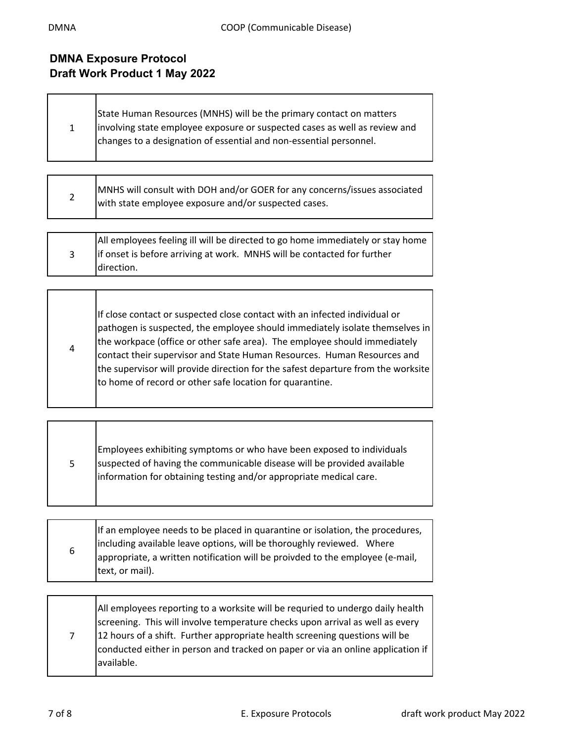## DMNA Exposure Protocol
## Draft Work Product 1 May 2022

| | |
|---|---|
| 1 | State Human Resources (MNHS) will be the primary contact on matters involving state employee exposure or suspected cases as well as review and changes to a designation of essential and non-essential personnel. |
| 2 | MNHS will consult with DOH and/or GOER for any concerns/issues associated with state employee exposure and/or suspected cases. |
| 3 | All employees feeling ill will be directed to go home immediately or stay home if onset is before arriving at work. MNHS will be contacted for further direction. |
| 4 | If close contact or suspected close contact with an infected individual or pathogen is suspected, the employee should immediately isolate themselves in the workpace (office or other safe area). The employee should immediately contact their supervisor and State Human Resources. Human Resources and the supervisor will provide direction for the safest departure from the worksite to home of record or other safe location for quarantine. |
| 5 | Employees exhibiting symptoms or who have been exposed to individuals suspected of having the communicable disease will be provided available information for obtaining testing and/or appropriate medical care. |
| 6 | If an employee needs to be placed in quarantine or isolation, the procedures, including available leave options, will be thoroughly reviewed. Where appropriate, a written notification will be proivded to the employee (e-mail, text, or mail). |
| 7 | All employees reporting to a worksite will be requried to undergo daily health screening. This will involve temperature checks upon arrival as well as every 12 hours of a shift. Further appropriate health screening questions will be conducted either in person and tracked on paper or via an online application if available. |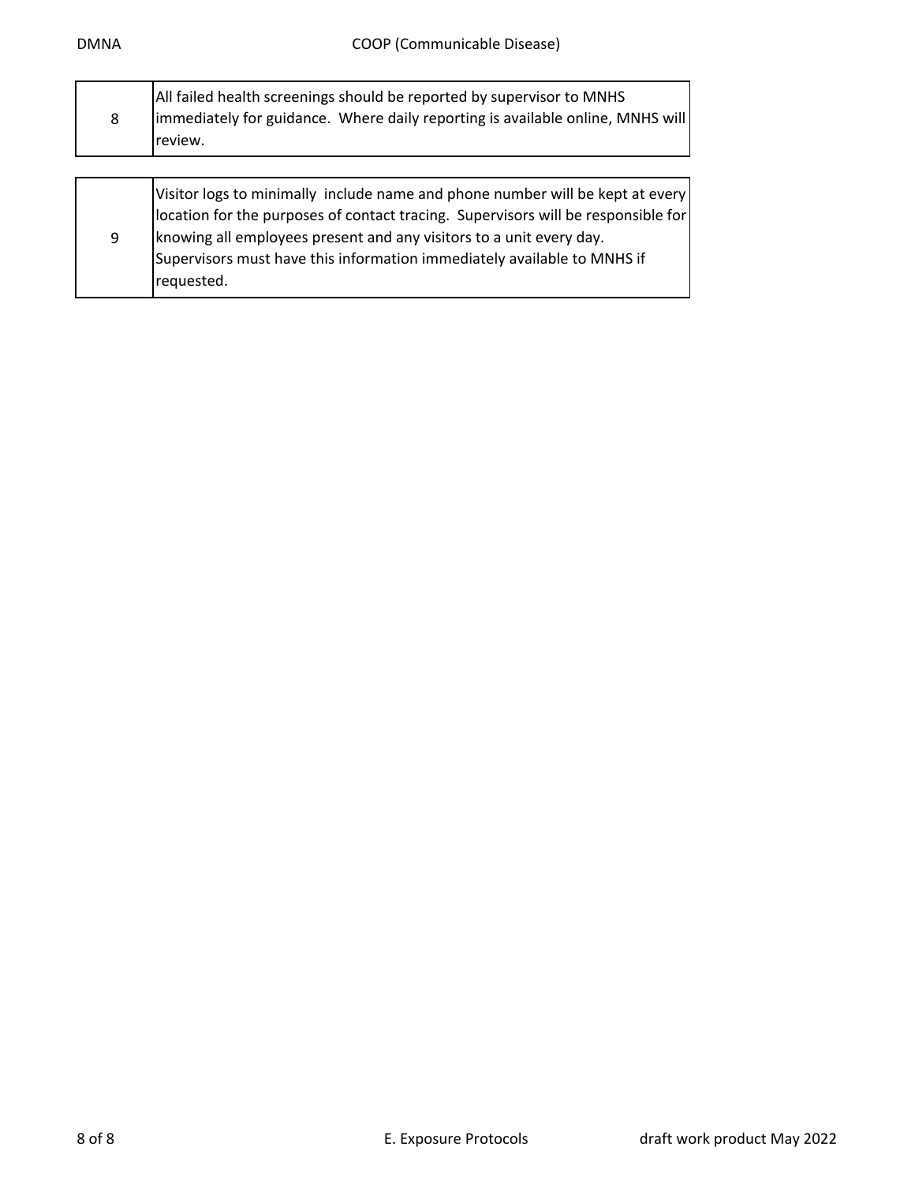| | |
|---|---|
| 8 | All failed health screenings should be reported by supervisor to MNHS immediately for guidance. Where daily reporting is available online, MNHS will review. |

| | |
|---|---|
| 9 | Visitor logs to minimally include name and phone number will be kept at every location for the purposes of contact tracing. Supervisors will be responsible for knowing all employees present and any visitors to a unit every day. Supervisors must have this information immediately available to MNHS if requested. |